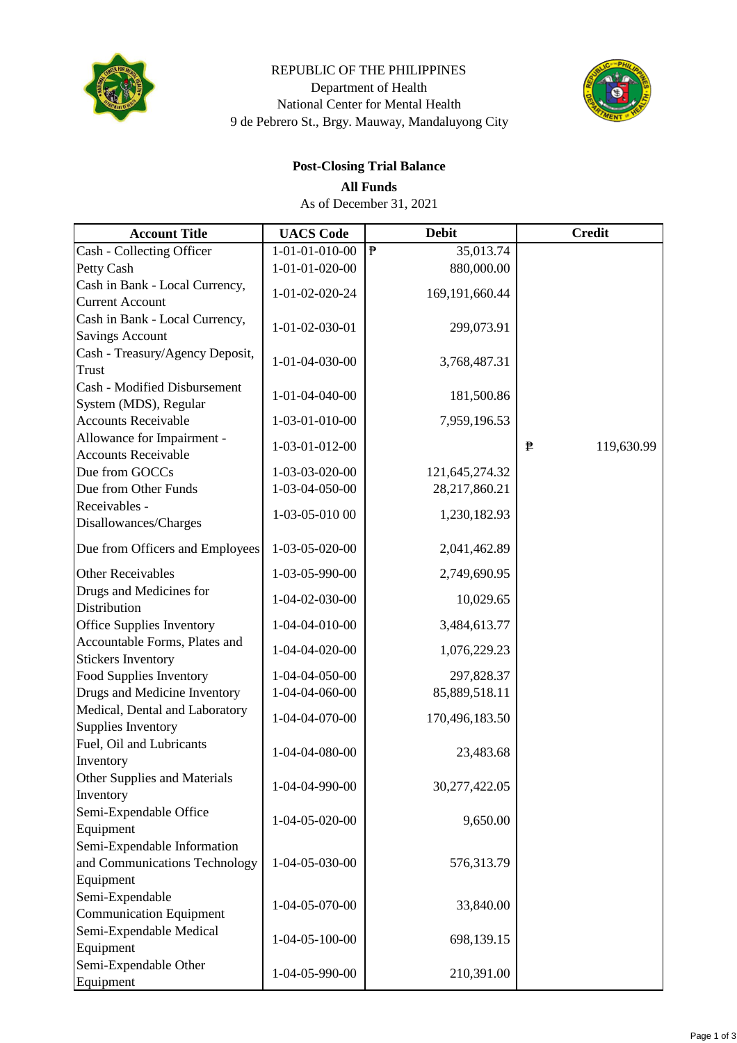REPUBLIC OF THE PHILIPPINES
Department of Health
National Center for Mental Health
9 de Pebrero St., Brgy. Mauway, Mandaluyong City

## Post-Closing Trial Balance

**All Funds**

As of December 31, 2021

| Account Title | UACS Code | Debit | Credit |
|---|---|---|---|
| Cash - Collecting Officer | 1-01-01-010-00 | ₱ 35,013.74 | |
| Petty Cash | 1-01-01-020-00 | 880,000.00 | |
| Cash in Bank - Local Currency, Current Account | 1-01-02-020-24 | 169,191,660.44 | |
| Cash in Bank - Local Currency, Savings Account | 1-01-02-030-01 | 299,073.91 | |
| Cash - Treasury/Agency Deposit, Trust | 1-01-04-030-00 | 3,768,487.31 | |
| Cash - Modified Disbursement System (MDS), Regular | 1-01-04-040-00 | 181,500.86 | |
| Accounts Receivable | 1-03-01-010-00 | 7,959,196.53 | |
| Allowance for Impairment - Accounts Receivable | 1-03-01-012-00 | | ₱ 119,630.99 |
| Due from GOCCs | 1-03-03-020-00 | 121,645,274.32 | |
| Due from Other Funds | 1-03-04-050-00 | 28,217,860.21 | |
| Receivables - Disallowances/Charges | 1-03-05-010 00 | 1,230,182.93 | |
| Due from Officers and Employees | 1-03-05-020-00 | 2,041,462.89 | |
| Other Receivables | 1-03-05-990-00 | 2,749,690.95 | |
| Drugs and Medicines for Distribution | 1-04-02-030-00 | 10,029.65 | |
| Office Supplies Inventory | 1-04-04-010-00 | 3,484,613.77 | |
| Accountable Forms, Plates and Stickers Inventory | 1-04-04-020-00 | 1,076,229.23 | |
| Food Supplies Inventory | 1-04-04-050-00 | 297,828.37 | |
| Drugs and Medicine Inventory | 1-04-04-060-00 | 85,889,518.11 | |
| Medical, Dental and Laboratory Supplies Inventory | 1-04-04-070-00 | 170,496,183.50 | |
| Fuel, Oil and Lubricants Inventory | 1-04-04-080-00 | 23,483.68 | |
| Other Supplies and Materials Inventory | 1-04-04-990-00 | 30,277,422.05 | |
| Semi-Expendable Office Equipment | 1-04-05-020-00 | 9,650.00 | |
| Semi-Expendable Information and Communications Technology Equipment | 1-04-05-030-00 | 576,313.79 | |
| Semi-Expendable Communication Equipment | 1-04-05-070-00 | 33,840.00 | |
| Semi-Expendable Medical Equipment | 1-04-05-100-00 | 698,139.15 | |
| Semi-Expendable Other Equipment | 1-04-05-990-00 | 210,391.00 | |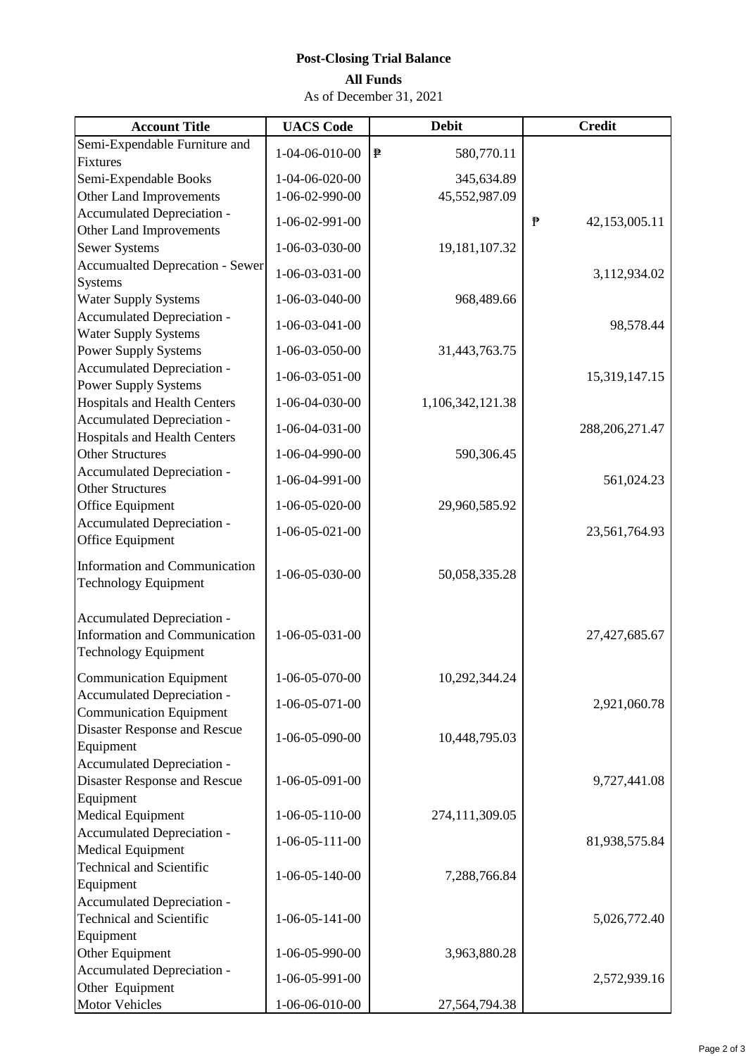**Post-Closing Trial Balance**

**All Funds**

As of December 31, 2021

| Account Title | UACS Code | Debit | Credit |
|---|---|---|---|
| Semi-Expendable Furniture and Fixtures | 1-04-06-010-00 | ₱ 580,770.11 | |
| Semi-Expendable Books | 1-04-06-020-00 | 345,634.89 | |
| Other Land Improvements | 1-06-02-990-00 | 45,552,987.09 | |
| Accumulated Depreciation - Other Land Improvements | 1-06-02-991-00 | | ₱ 42,153,005.11 |
| Sewer Systems | 1-06-03-030-00 | 19,181,107.32 | |
| Accumualted Deprecation - Sewer Systems | 1-06-03-031-00 | | 3,112,934.02 |
| Water Supply Systems | 1-06-03-040-00 | 968,489.66 | |
| Accumulated Depreciation - Water Supply Systems | 1-06-03-041-00 | | 98,578.44 |
| Power Supply Systems | 1-06-03-050-00 | 31,443,763.75 | |
| Accumulated Depreciation - Power Supply Systems | 1-06-03-051-00 | | 15,319,147.15 |
| Hospitals and Health Centers | 1-06-04-030-00 | 1,106,342,121.38 | |
| Accumulated Depreciation - Hospitals and Health Centers | 1-06-04-031-00 | | 288,206,271.47 |
| Other Structures | 1-06-04-990-00 | 590,306.45 | |
| Accumulated Depreciation - Other Structures | 1-06-04-991-00 | | 561,024.23 |
| Office Equipment | 1-06-05-020-00 | 29,960,585.92 | |
| Accumulated Depreciation - Office Equipment | 1-06-05-021-00 | | 23,561,764.93 |
| Information and Communication Technology Equipment | 1-06-05-030-00 | 50,058,335.28 | |
| Accumulated Depreciation - Information and Communication Technology Equipment | 1-06-05-031-00 | | 27,427,685.67 |
| Communication Equipment | 1-06-05-070-00 | 10,292,344.24 | |
| Accumulated Depreciation - Communication Equipment | 1-06-05-071-00 | | 2,921,060.78 |
| Disaster Response and Rescue Equipment | 1-06-05-090-00 | 10,448,795.03 | |
| Accumulated Depreciation - Disaster Response and Rescue Equipment | 1-06-05-091-00 | | 9,727,441.08 |
| Medical Equipment | 1-06-05-110-00 | 274,111,309.05 | |
| Accumulated Depreciation - Medical Equipment | 1-06-05-111-00 | | 81,938,575.84 |
| Technical and Scientific Equipment | 1-06-05-140-00 | 7,288,766.84 | |
| Accumulated Depreciation - Technical and Scientific Equipment | 1-06-05-141-00 | | 5,026,772.40 |
| Other Equipment | 1-06-05-990-00 | 3,963,880.28 | |
| Accumulated Depreciation - Other Equipment | 1-06-05-991-00 | | 2,572,939.16 |
| Motor Vehicles | 1-06-06-010-00 | 27,564,794.38 | |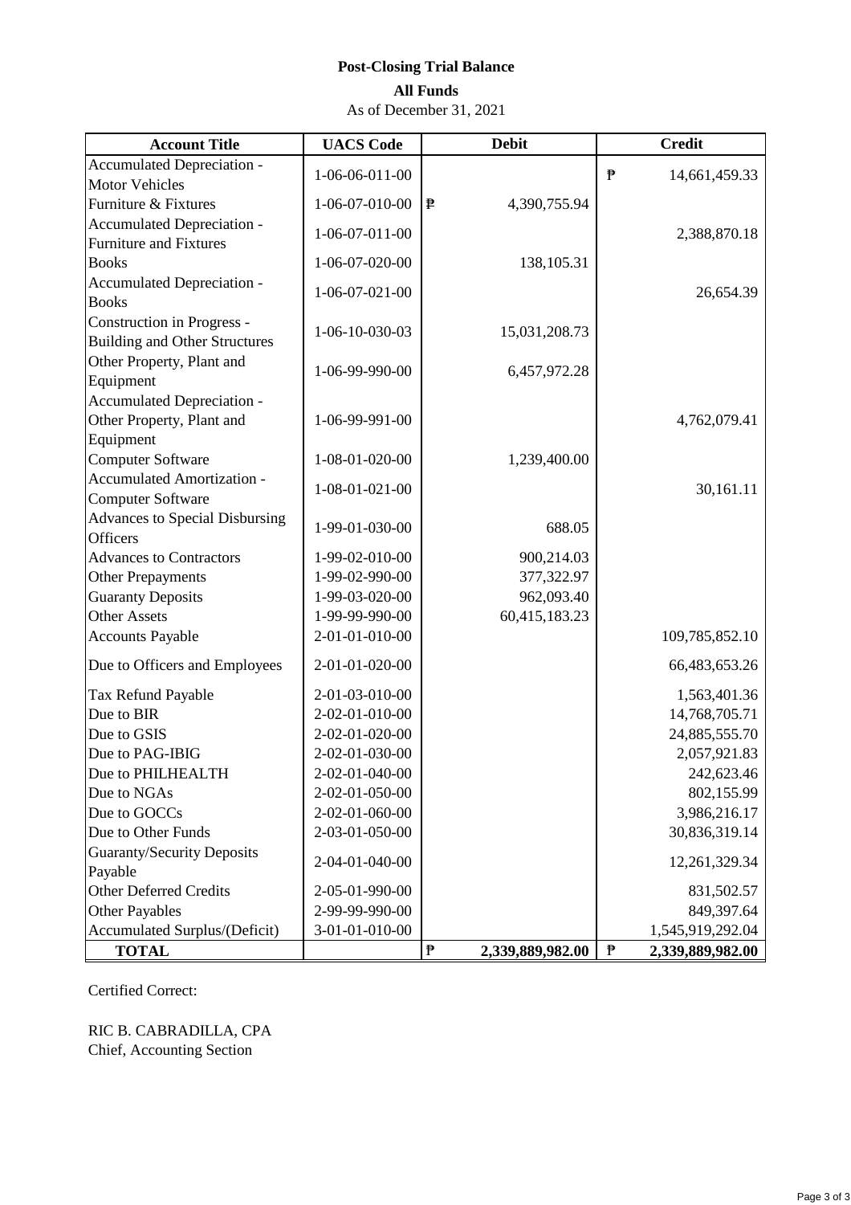**Post-Closing Trial Balance**

**All Funds**

As of December 31, 2021

| Account Title | UACS Code | Debit | Credit |
|---|---|---|---|
| Accumulated Depreciation - Motor Vehicles | 1-06-06-011-00 | | ₱ 14,661,459.33 |
| Furniture & Fixtures | 1-06-07-010-00 | ₱ 4,390,755.94 | |
| Accumulated Depreciation - Furniture and Fixtures | 1-06-07-011-00 | | 2,388,870.18 |
| Books | 1-06-07-020-00 | 138,105.31 | |
| Accumulated Depreciation - Books | 1-06-07-021-00 | | 26,654.39 |
| Construction in Progress - Building and Other Structures | 1-06-10-030-03 | 15,031,208.73 | |
| Other Property, Plant and Equipment | 1-06-99-990-00 | 6,457,972.28 | |
| Accumulated Depreciation - Other Property, Plant and Equipment | 1-06-99-991-00 | | 4,762,079.41 |
| Computer Software | 1-08-01-020-00 | 1,239,400.00 | |
| Accumulated Amortization - Computer Software | 1-08-01-021-00 | | 30,161.11 |
| Advances to Special Disbursing Officers | 1-99-01-030-00 | 688.05 | |
| Advances to Contractors | 1-99-02-010-00 | 900,214.03 | |
| Other Prepayments | 1-99-02-990-00 | 377,322.97 | |
| Guaranty Deposits | 1-99-03-020-00 | 962,093.40 | |
| Other Assets | 1-99-99-990-00 | 60,415,183.23 | |
| Accounts Payable | 2-01-01-010-00 | | 109,785,852.10 |
| Due to Officers and Employees | 2-01-01-020-00 | | 66,483,653.26 |
| Tax Refund Payable | 2-01-03-010-00 | | 1,563,401.36 |
| Due to BIR | 2-02-01-010-00 | | 14,768,705.71 |
| Due to GSIS | 2-02-01-020-00 | | 24,885,555.70 |
| Due to PAG-IBIG | 2-02-01-030-00 | | 2,057,921.83 |
| Due to PHILHEALTH | 2-02-01-040-00 | | 242,623.46 |
| Due to NGAs | 2-02-01-050-00 | | 802,155.99 |
| Due to GOCCs | 2-02-01-060-00 | | 3,986,216.17 |
| Due to Other Funds | 2-03-01-050-00 | | 30,836,319.14 |
| Guaranty/Security Deposits Payable | 2-04-01-040-00 | | 12,261,329.34 |
| Other Deferred Credits | 2-05-01-990-00 | | 831,502.57 |
| Other Payables | 2-99-99-990-00 | | 849,397.64 |
| Accumulated Surplus/(Deficit) | 3-01-01-010-00 | | 1,545,919,292.04 |
| **TOTAL** | | **₱ 2,339,889,982.00** | **₱ 2,339,889,982.00** |

Certified Correct:

RIC B. CABRADILLA, CPA
Chief, Accounting Section